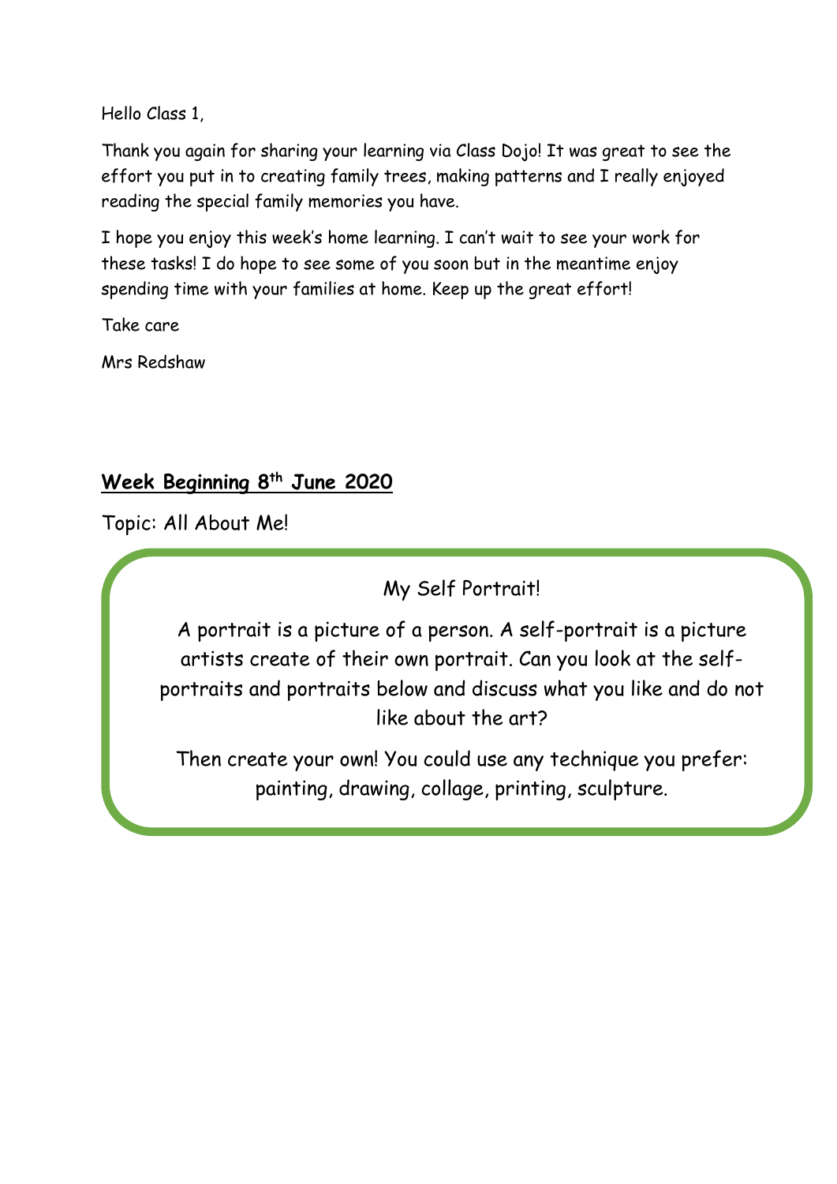Hello Class 1,

Thank you again for sharing your learning via Class Dojo! It was great to see the effort you put in to creating family trees, making patterns and I really enjoyed reading the special family memories you have.

I hope you enjoy this week's home learning. I can't wait to see your work for these tasks! I do hope to see some of you soon but in the meantime enjoy spending time with your families at home. Keep up the great effort!

Take care

Mrs Redshaw

## Week Beginning 8th June 2020

Topic: All About Me!

### My Self Portrait!

A portrait is a picture of a person. A self-portrait is a picture artists create of their own portrait. Can you look at the self-portraits and portraits below and discuss what you like and do not like about the art?

Then create your own! You could use any technique you prefer: painting, drawing, collage, printing, sculpture.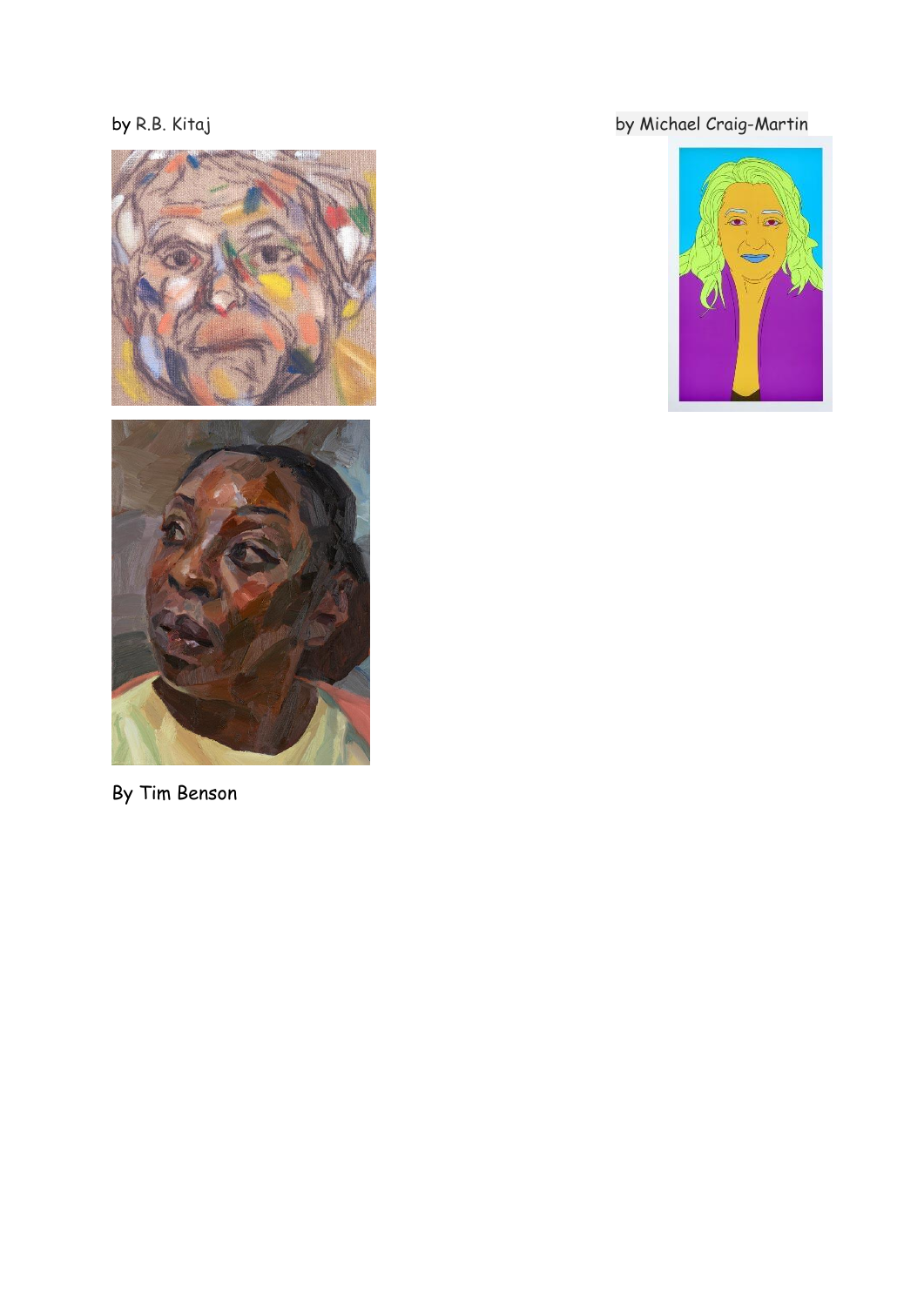by R.B. Kitaj

by Michael Craig-Martin

By Tim Benson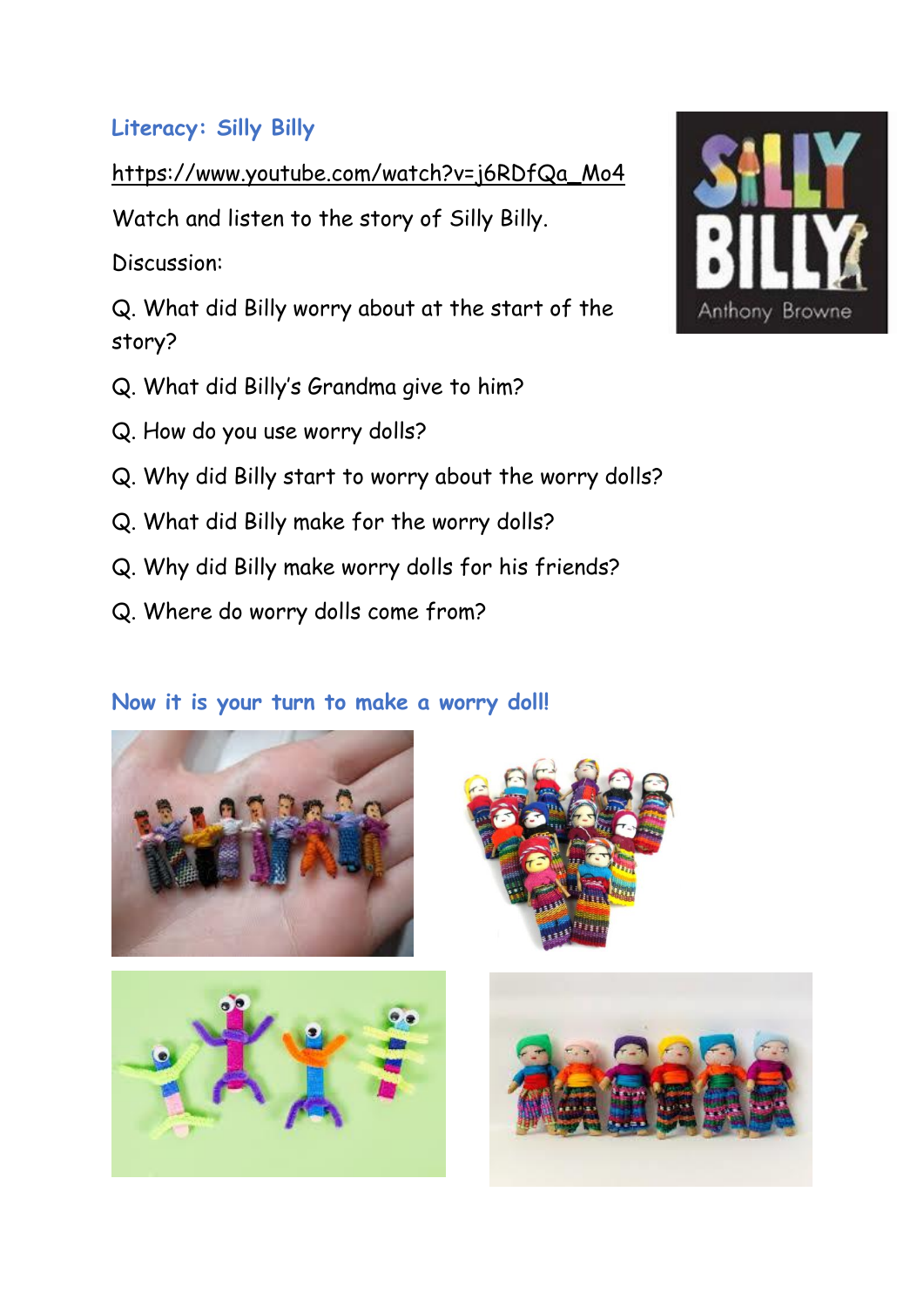## Literacy: Silly Billy

https://www.youtube.com/watch?v=j6RDfQa_Mo4

Watch and listen to the story of Silly Billy.

Discussion:

Q. What did Billy worry about at the start of the story?

Q. What did Billy's Grandma give to him?

Q. How do you use worry dolls?

Q. Why did Billy start to worry about the worry dolls?

Q. What did Billy make for the worry dolls?

Q. Why did Billy make worry dolls for his friends?

Q. Where do worry dolls come from?

## Now it is your turn to make a worry doll!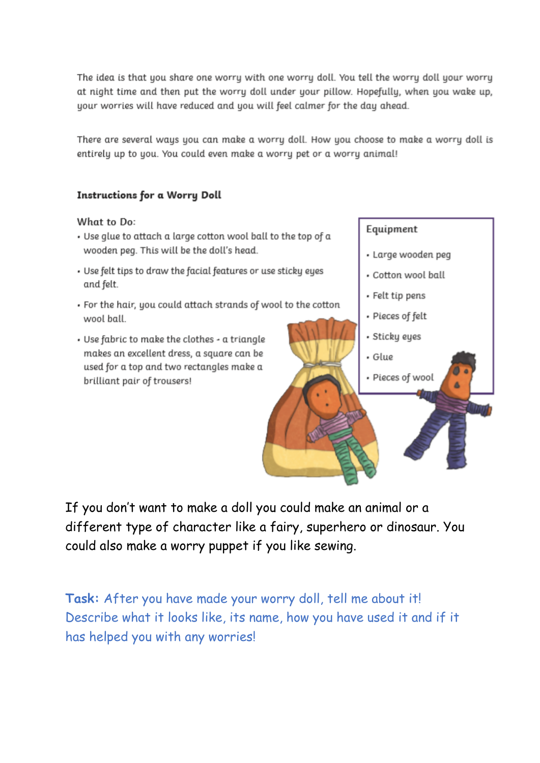The idea is that you share one worry with one worry doll. You tell the worry doll your worry at night time and then put the worry doll under your pillow. Hopefully, when you wake up, your worries will have reduced and you will feel calmer for the day ahead.

There are several ways you can make a worry doll. How you choose to make a worry doll is entirely up to you. You could even make a worry pet or a worry animal!

## Instructions for a Worry Doll

What to Do:

- Use glue to attach a large cotton wool ball to the top of a wooden peg. This will be the doll's head.
- Use felt tips to draw the facial features or use sticky eyes and felt.
- For the hair, you could attach strands of wool to the cotton wool ball.
- Use fabric to make the clothes - a triangle makes an excellent dress, a square can be used for a top and two rectangles make a brilliant pair of trousers!

**Equipment**

- Large wooden peg
- Cotton wool ball
- Felt tip pens
- Pieces of felt
- Sticky eyes
- Glue
- Pieces of wool

If you don't want to make a doll you could make an animal or a different type of character like a fairy, superhero or dinosaur. You could also make a worry puppet if you like sewing.

**Task:** After you have made your worry doll, tell me about it! Describe what it looks like, its name, how you have used it and if it has helped you with any worries!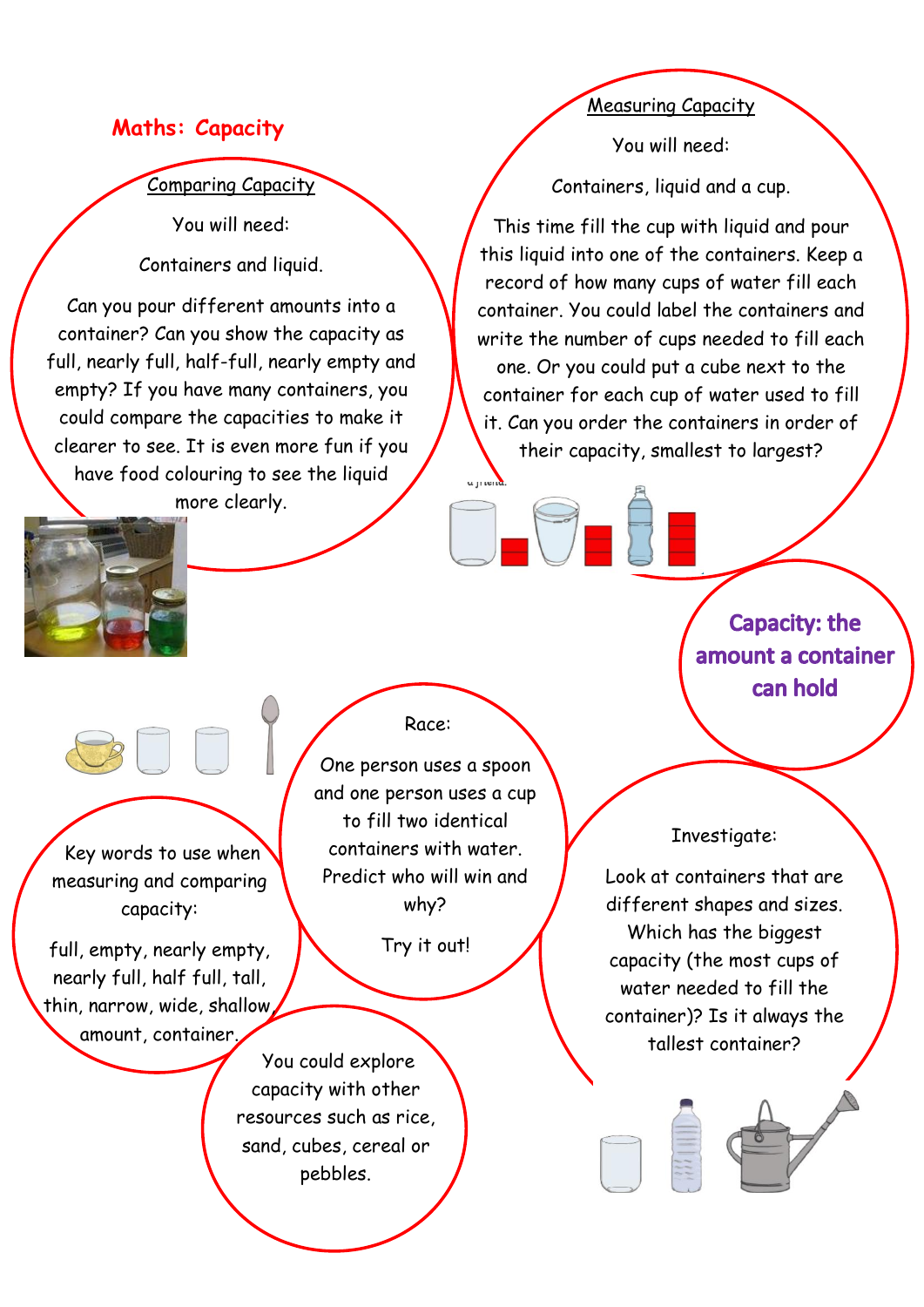# Maths: Capacity

## Comparing Capacity

You will need:

Containers and liquid.

Can you pour different amounts into a container? Can you show the capacity as full, nearly full, half-full, nearly empty and empty? If you have many containers, you could compare the capacities to make it clearer to see. It is even more fun if you have food colouring to see the liquid more clearly.

## Measuring Capacity

You will need:

Containers, liquid and a cup.

This time fill the cup with liquid and pour this liquid into one of the containers. Keep a record of how many cups of water fill each container. You could label the containers and write the number of cups needed to fill each one. Or you could put a cube next to the container for each cup of water used to fill it. Can you order the containers in order of their capacity, smallest to largest?

**Capacity: the amount a container can hold**

Race:

One person uses a spoon and one person uses a cup to fill two identical containers with water. Predict who will win and why?

Try it out!

Key words to use when measuring and comparing capacity:

full, empty, nearly empty, nearly full, half full, tall, thin, narrow, wide, shallow, amount, container.

Investigate:

Look at containers that are different shapes and sizes. Which has the biggest capacity (the most cups of water needed to fill the container)? Is it always the tallest container?

You could explore capacity with other resources such as rice, sand, cubes, cereal or pebbles.